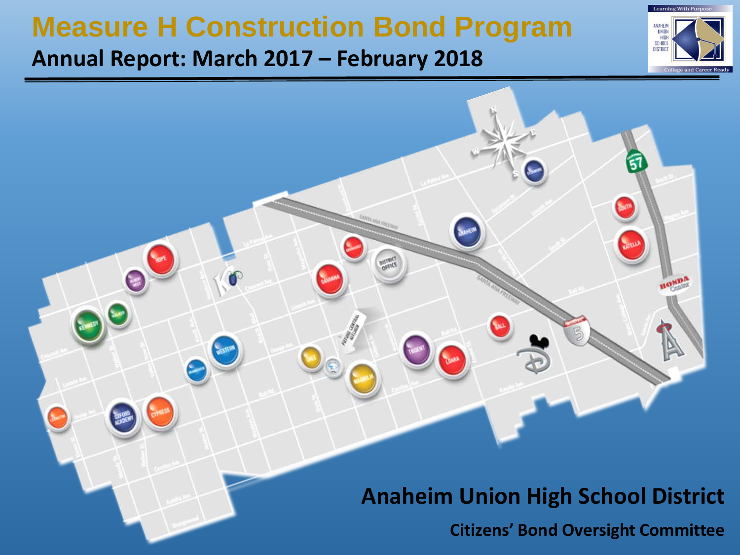# Measure H Construction Bond Program

## Annual Report: March 2017 – February 2018

**Anaheim Union High School District**

**Citizens' Bond Oversight Committee**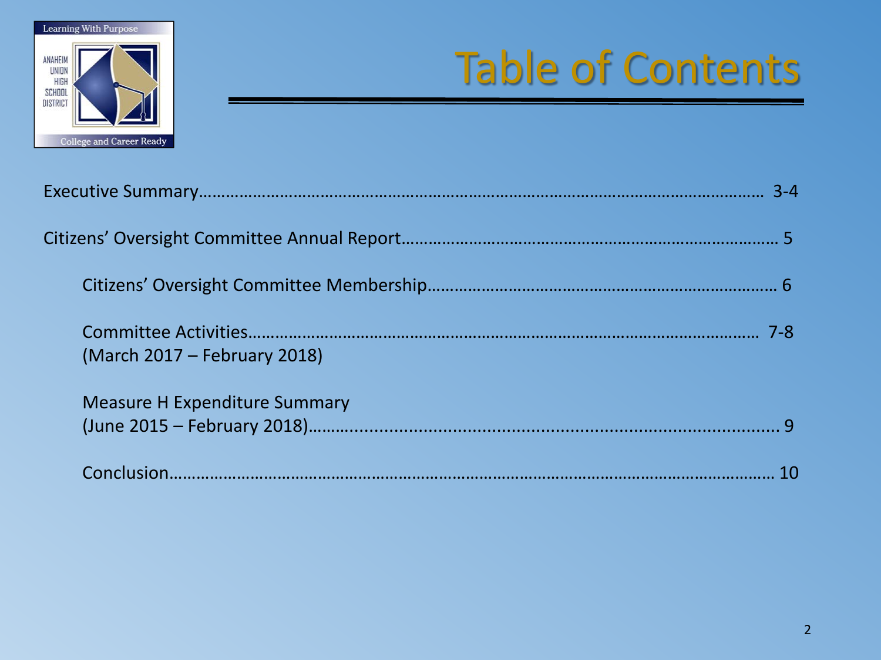# Table of Contents

Executive Summary………………………………………………………………………………………………………… 3-4

Citizens' Oversight Committee Annual Report…………………………………………………………………… 5

Citizens' Oversight Committee Membership……………………………………………………………… 6

Committee Activities………………………………………………………………………………………………… 7-8
(March 2017 – February 2018)

Measure H Expenditure Summary
(June 2015 – February 2018)……….............................................................................. 9

Conclusion………………………………………………………………………………………………………………… 10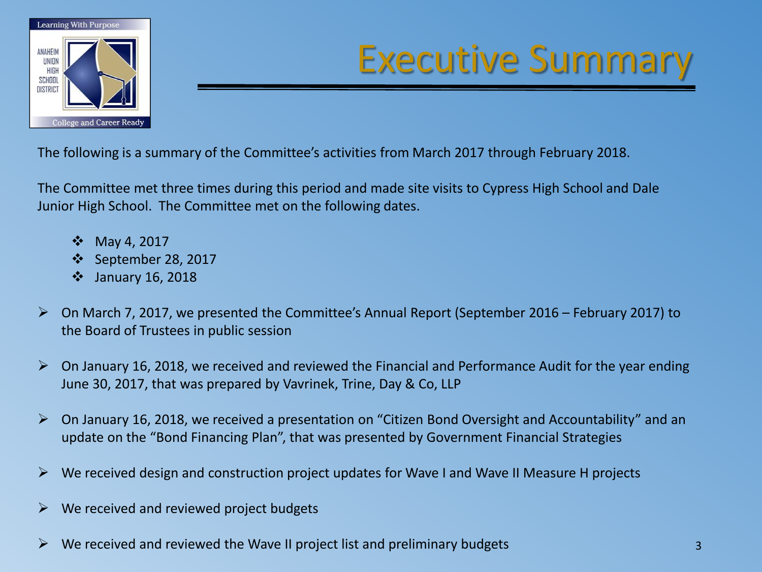# Executive Summary

The following is a summary of the Committee's activities from March 2017 through February 2018.

The Committee met three times during this period and made site visits to Cypress High School and Dale Junior High School. The Committee met on the following dates.

- May 4, 2017
- September 28, 2017
- January 16, 2018

- On March 7, 2017, we presented the Committee's Annual Report (September 2016 – February 2017) to the Board of Trustees in public session
- On January 16, 2018, we received and reviewed the Financial and Performance Audit for the year ending June 30, 2017, that was prepared by Vavrinek, Trine, Day & Co, LLP
- On January 16, 2018, we received a presentation on "Citizen Bond Oversight and Accountability" and an update on the "Bond Financing Plan", that was presented by Government Financial Strategies
- We received design and construction project updates for Wave I and Wave II Measure H projects
- We received and reviewed project budgets
- We received and reviewed the Wave II project list and preliminary budgets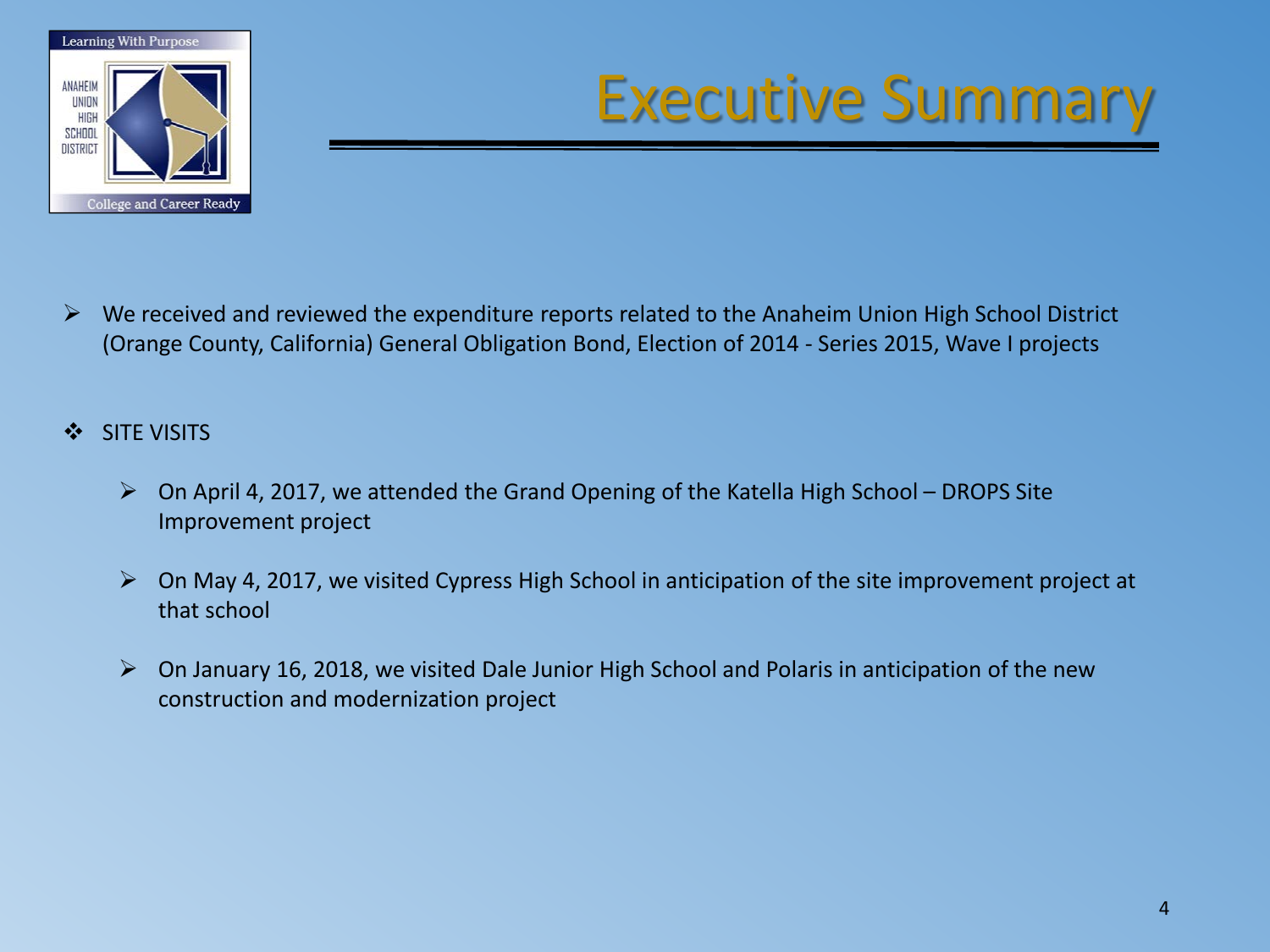# Executive Summary

- We received and reviewed the expenditure reports related to the Anaheim Union High School District (Orange County, California) General Obligation Bond, Election of 2014 - Series 2015, Wave I projects

- SITE VISITS
  - On April 4, 2017, we attended the Grand Opening of the Katella High School – DROPS Site Improvement project
  - On May 4, 2017, we visited Cypress High School in anticipation of the site improvement project at that school
  - On January 16, 2018, we visited Dale Junior High School and Polaris in anticipation of the new construction and modernization project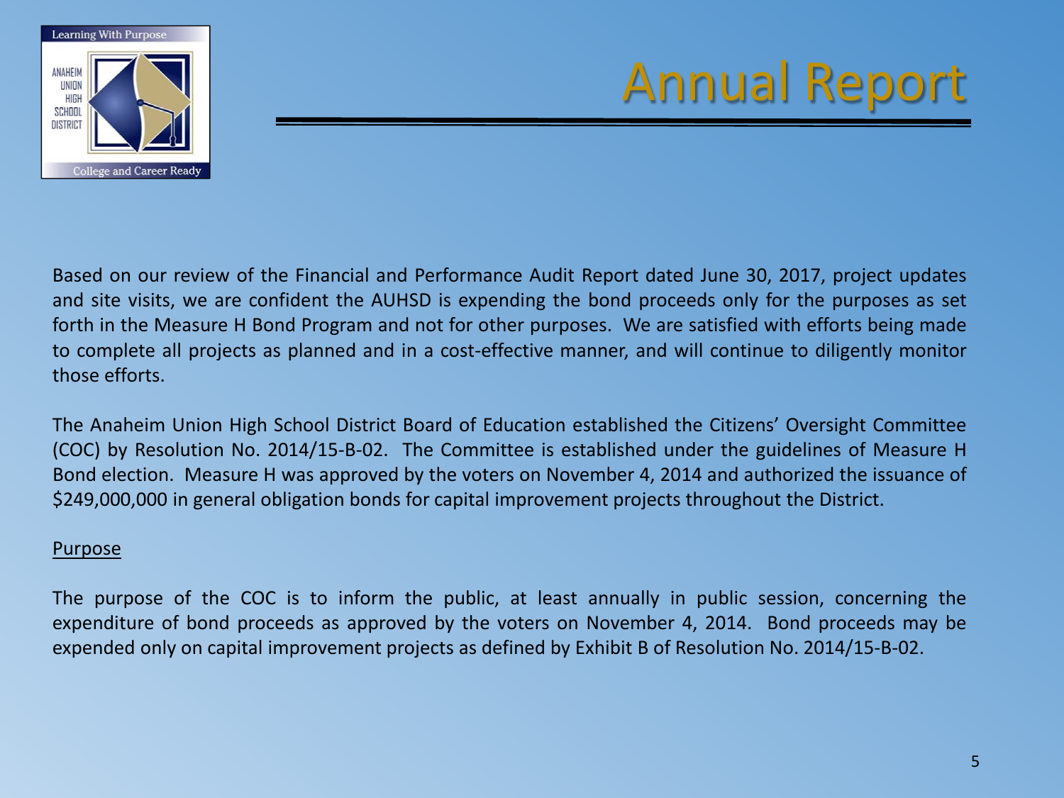# Annual Report

Based on our review of the Financial and Performance Audit Report dated June 30, 2017, project updates and site visits, we are confident the AUHSD is expending the bond proceeds only for the purposes as set forth in the Measure H Bond Program and not for other purposes. We are satisfied with efforts being made to complete all projects as planned and in a cost-effective manner, and will continue to diligently monitor those efforts.

The Anaheim Union High School District Board of Education established the Citizens' Oversight Committee (COC) by Resolution No. 2014/15-B-02. The Committee is established under the guidelines of Measure H Bond election. Measure H was approved by the voters on November 4, 2014 and authorized the issuance of $249,000,000 in general obligation bonds for capital improvement projects throughout the District.

## Purpose

The purpose of the COC is to inform the public, at least annually in public session, concerning the expenditure of bond proceeds as approved by the voters on November 4, 2014. Bond proceeds may be expended only on capital improvement projects as defined by Exhibit B of Resolution No. 2014/15-B-02.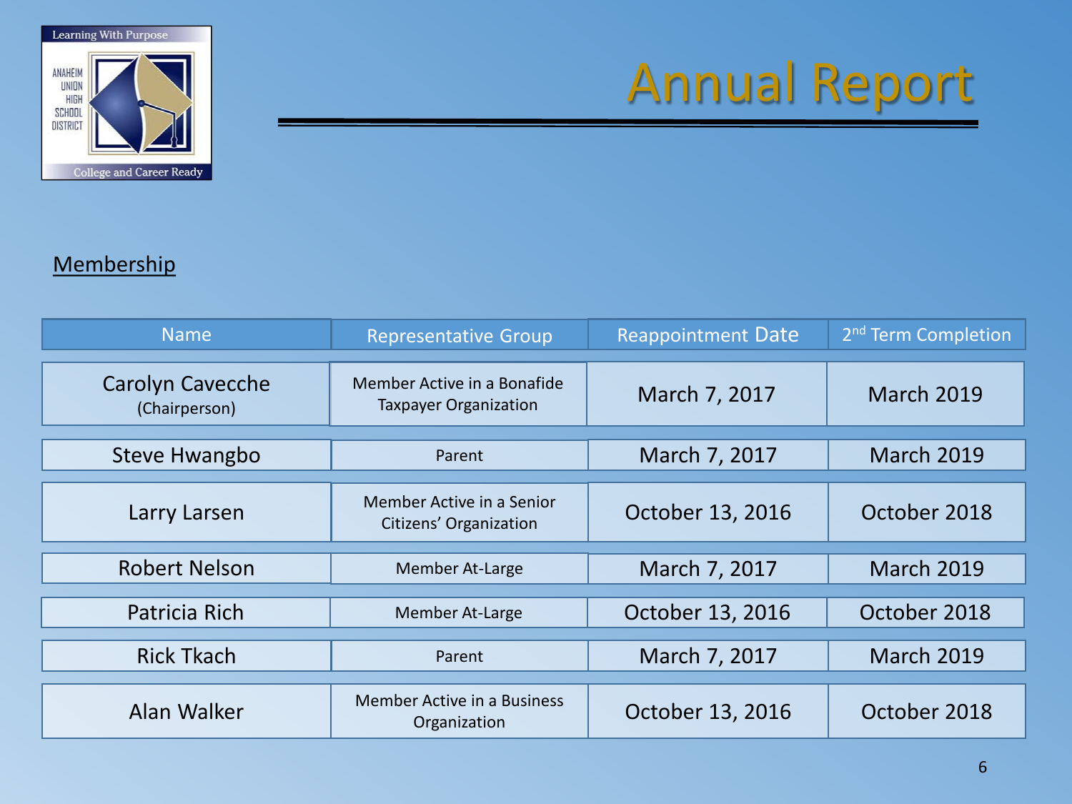# Annual Report

## Membership

| Name | Representative Group | Reappointment Date | 2nd Term Completion |
|---|---|---|---|
| Carolyn Cavecche (Chairperson) | Member Active in a Bonafide Taxpayer Organization | March 7, 2017 | March 2019 |
| Steve Hwangbo | Parent | March 7, 2017 | March 2019 |
| Larry Larsen | Member Active in a Senior Citizens' Organization | October 13, 2016 | October 2018 |
| Robert Nelson | Member At-Large | March 7, 2017 | March 2019 |
| Patricia Rich | Member At-Large | October 13, 2016 | October 2018 |
| Rick Tkach | Parent | March 7, 2017 | March 2019 |
| Alan Walker | Member Active in a Business Organization | October 13, 2016 | October 2018 |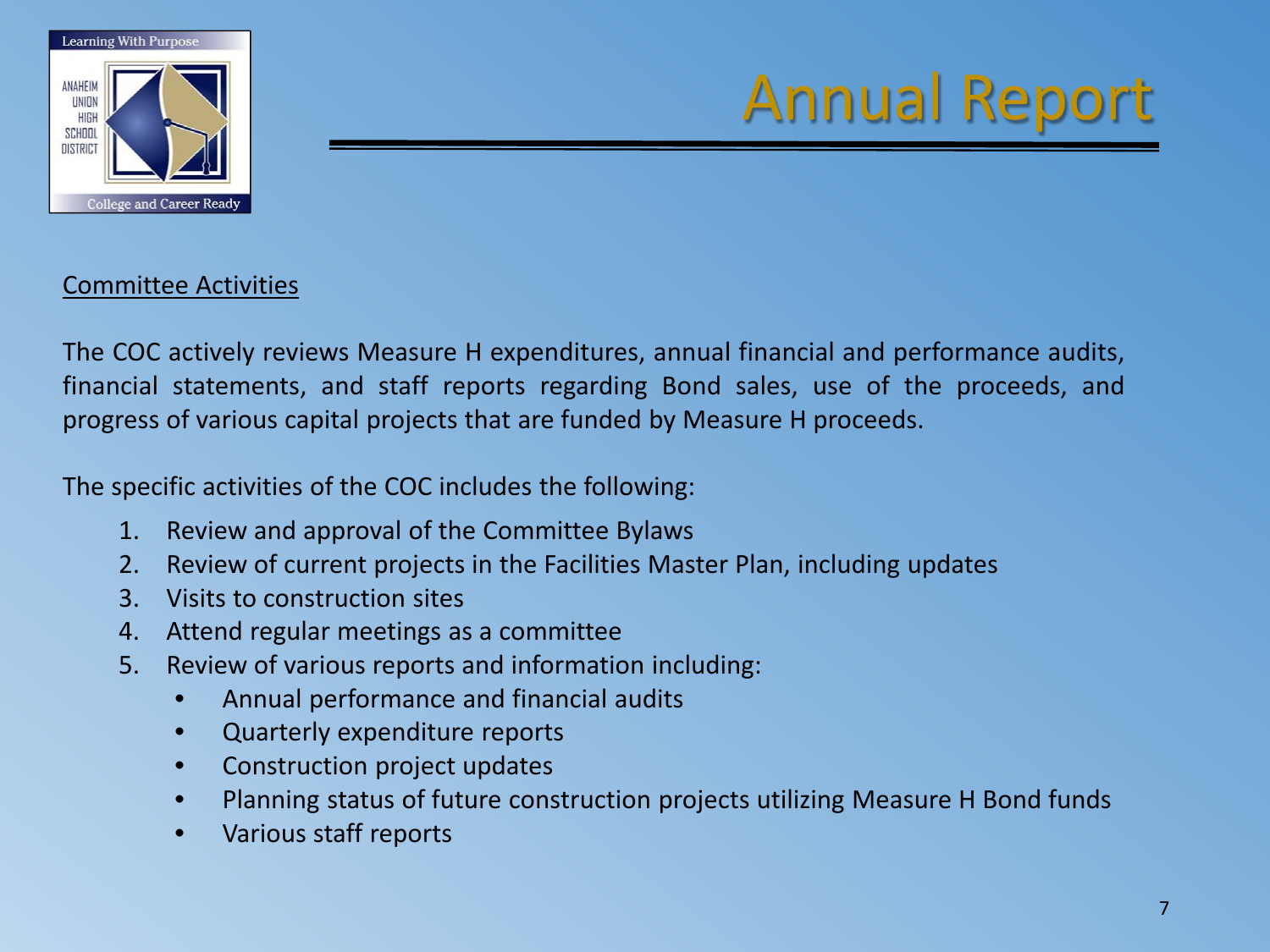# Annual Report

Committee Activities

The COC actively reviews Measure H expenditures, annual financial and performance audits, financial statements, and staff reports regarding Bond sales, use of the proceeds, and progress of various capital projects that are funded by Measure H proceeds.

The specific activities of the COC includes the following:

1. Review and approval of the Committee Bylaws
2. Review of current projects in the Facilities Master Plan, including updates
3. Visits to construction sites
4. Attend regular meetings as a committee
5. Review of various reports and information including:
   - Annual performance and financial audits
   - Quarterly expenditure reports
   - Construction project updates
   - Planning status of future construction projects utilizing Measure H Bond funds
   - Various staff reports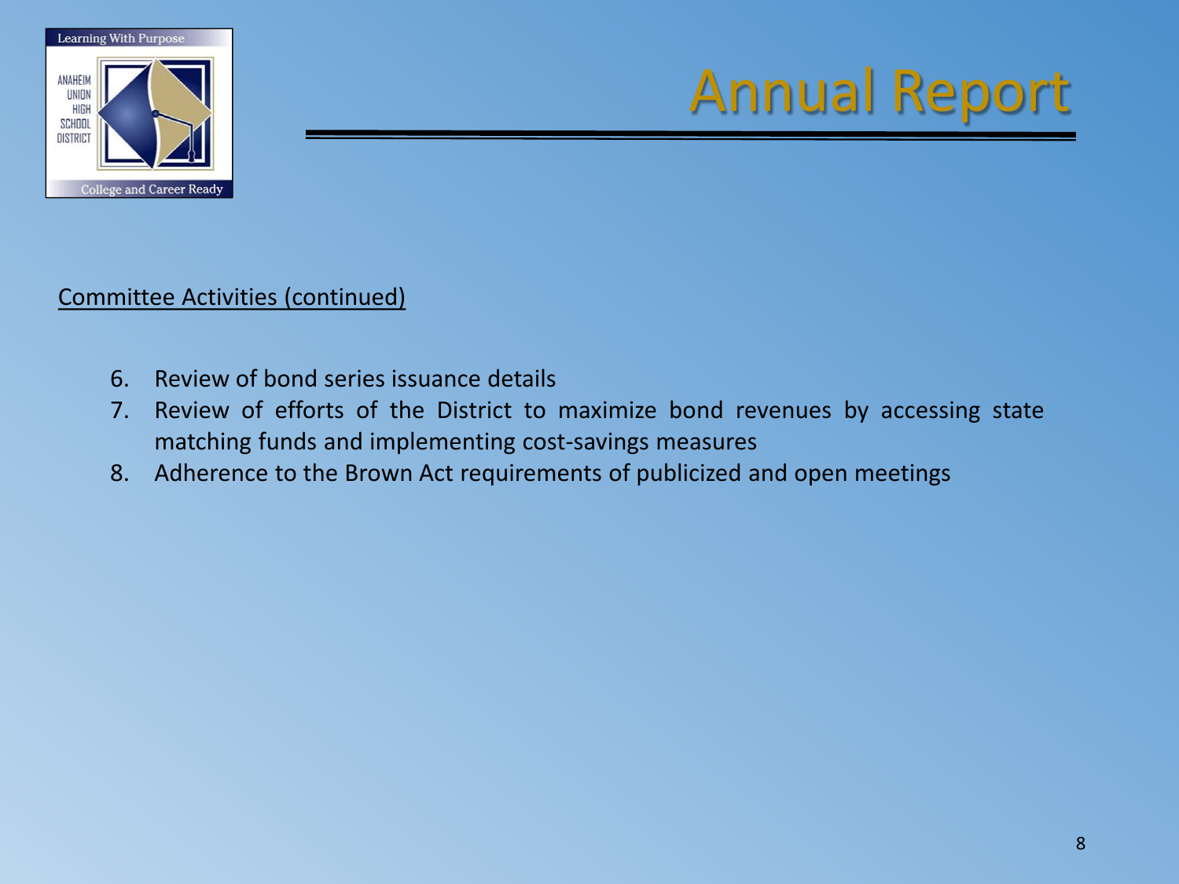# Annual Report

Committee Activities (continued)

6. Review of bond series issuance details
7. Review of efforts of the District to maximize bond revenues by accessing state matching funds and implementing cost-savings measures
8. Adherence to the Brown Act requirements of publicized and open meetings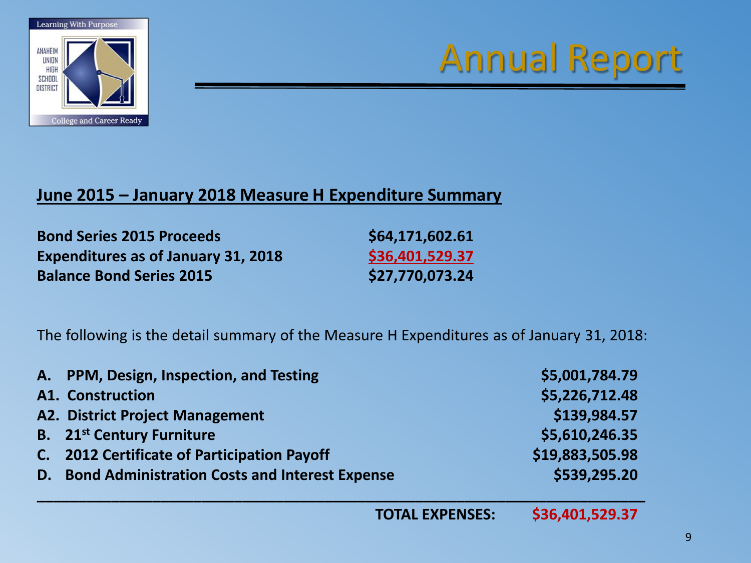Learning With Purpose

ANAHEIM UNION HIGH SCHOOL DISTRICT

College and Career Ready

# Annual Report

## June 2015 – January 2018 Measure H Expenditure Summary

| | |
|---|---|
| **Bond Series 2015 Proceeds** | **$64,171,602.61** |
| **Expenditures as of January 31, 2018** | **$36,401,529.37** |
| **Balance Bond Series 2015** | **$27,770,073.24** |

The following is the detail summary of the Measure H Expenditures as of January 31, 2018:

| | |
|---|---|
| **A. PPM, Design, Inspection, and Testing** | **$5,001,784.79** |
| **A1. Construction** | **$5,226,712.48** |
| **A2. District Project Management** | **$139,984.57** |
| **B. 21st Century Furniture** | **$5,610,246.35** |
| **C. 2012 Certificate of Participation Payoff** | **$19,883,505.98** |
| **D. Bond Administration Costs and Interest Expense** | **$539,295.20** |
| **TOTAL EXPENSES:** | **$36,401,529.37** |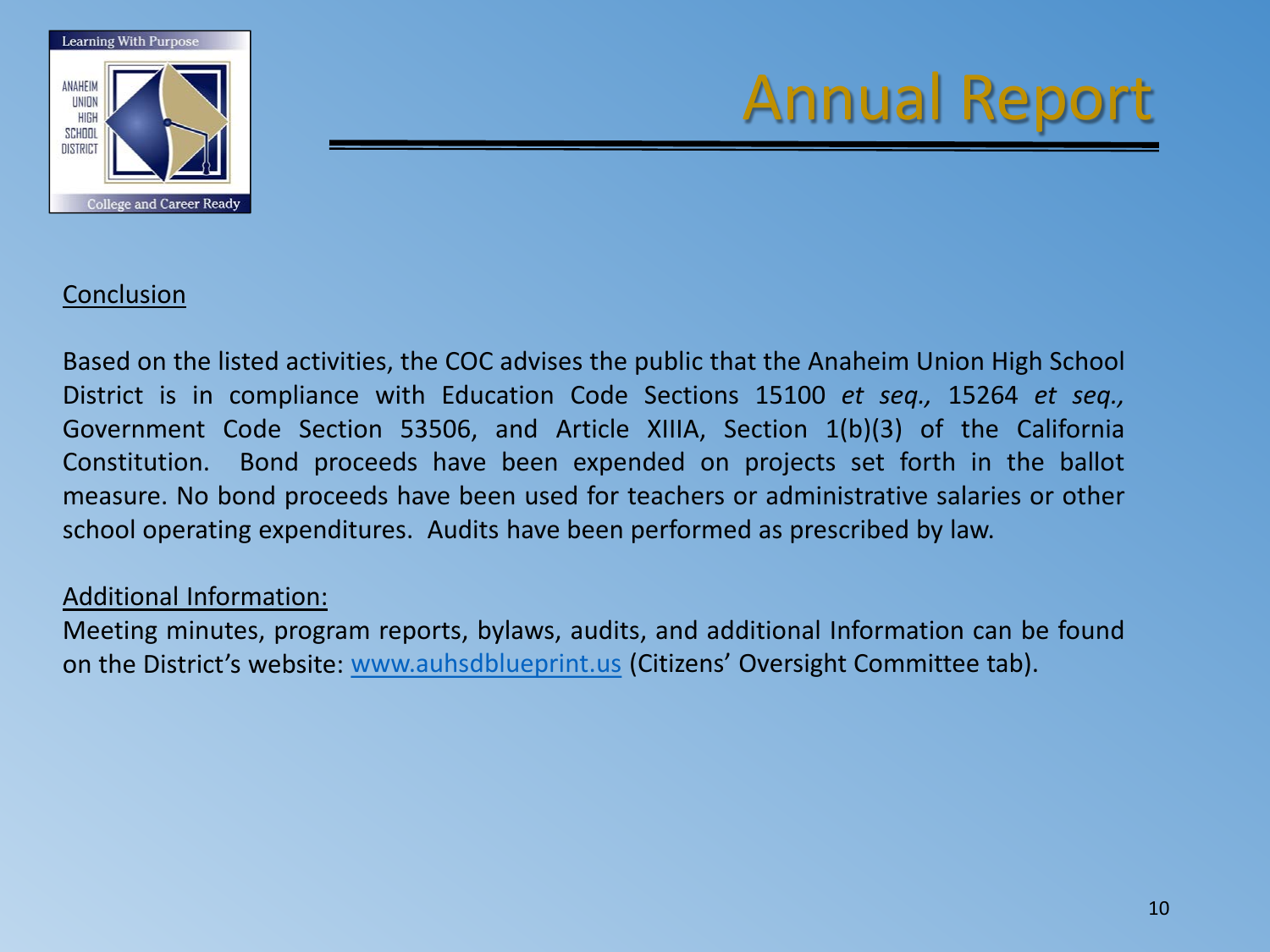# Annual Report

Conclusion

Based on the listed activities, the COC advises the public that the Anaheim Union High School District is in compliance with Education Code Sections 15100 *et seq.,* 15264 *et seq.,* Government Code Section 53506, and Article XIIIA, Section 1(b)(3) of the California Constitution. Bond proceeds have been expended on projects set forth in the ballot measure. No bond proceeds have been used for teachers or administrative salaries or other school operating expenditures. Audits have been performed as prescribed by law.

Additional Information:

Meeting minutes, program reports, bylaws, audits, and additional Information can be found on the District's website: www.auhsdblueprint.us (Citizens' Oversight Committee tab).